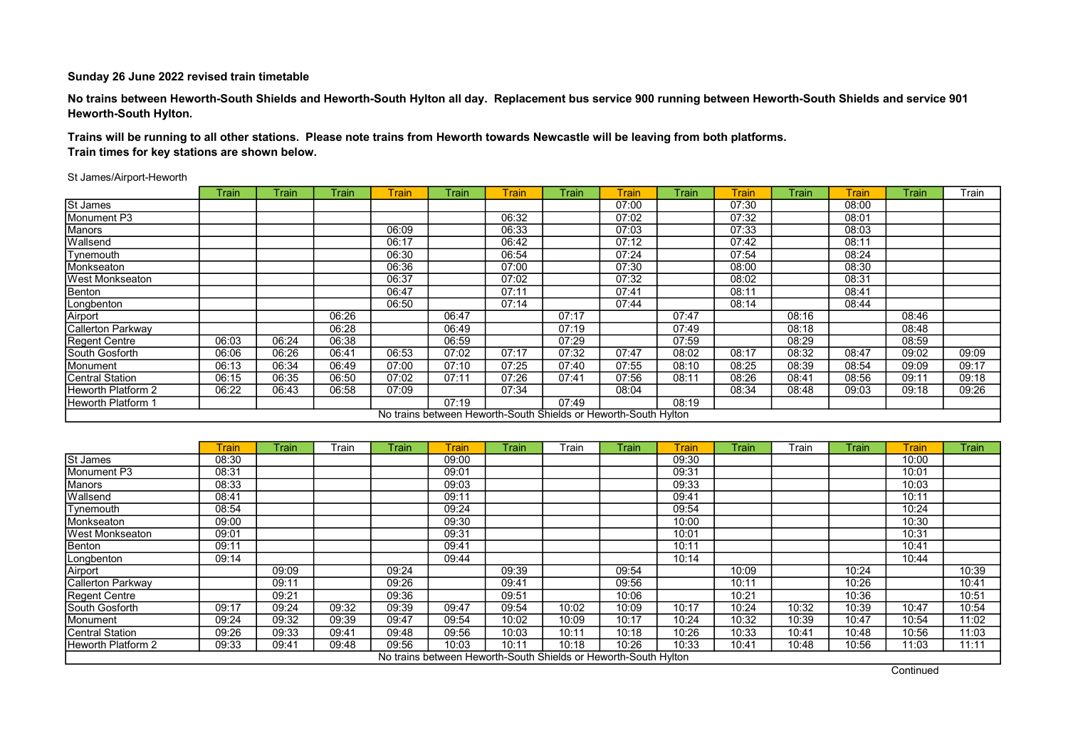**Sunday 26 June 2022 revised train timetable**

**No trains between Heworth-South Shields and Heworth-South Hylton all day. Replacement bus service 900 running between Heworth-South Shields and service 901 Heworth-South Hylton.**

**Trains will be running to all other stations. Please note trains from Heworth towards Newcastle will be leaving from both platforms.**
**Train times for key stations are shown below.**

St James/Airport-Heworth

| | Train | Train | Train | Train | Train | Train | Train | Train | Train | Train | Train | Train | Train | Train |
|---|---|---|---|---|---|---|---|---|---|---|---|---|---|---|
| St James | | | | | | | | 07:00 | | 07:30 | | 08:00 | | |
| Monument P3 | | | | | | 06:32 | | 07:02 | | 07:32 | | 08:01 | | |
| Manors | | | | 06:09 | | 06:33 | | 07:03 | | 07:33 | | 08:03 | | |
| Wallsend | | | | 06:17 | | 06:42 | | 07:12 | | 07:42 | | 08:11 | | |
| Tynemouth | | | | 06:30 | | 06:54 | | 07:24 | | 07:54 | | 08:24 | | |
| Monkseaton | | | | 06:36 | | 07:00 | | 07:30 | | 08:00 | | 08:30 | | |
| West Monkseaton | | | | 06:37 | | 07:02 | | 07:32 | | 08:02 | | 08:31 | | |
| Benton | | | | 06:47 | | 07:11 | | 07:41 | | 08:11 | | 08:41 | | |
| Longbenton | | | | 06:50 | | 07:14 | | 07:44 | | 08:14 | | 08:44 | | |
| Airport | | | 06:26 | | 06:47 | | 07:17 | | 07:47 | | 08:16 | | 08:46 | |
| Callerton Parkway | | | 06:28 | | 06:49 | | 07:19 | | 07:49 | | 08:18 | | 08:48 | |
| Regent Centre | 06:03 | 06:24 | 06:38 | | 06:59 | | 07:29 | | 07:59 | | 08:29 | | 08:59 | |
| South Gosforth | 06:06 | 06:26 | 06:41 | 06:53 | 07:02 | 07:17 | 07:32 | 07:47 | 08:02 | 08:17 | 08:32 | 08:47 | 09:02 | 09:09 |
| Monument | 06:13 | 06:34 | 06:49 | 07:00 | 07:10 | 07:25 | 07:40 | 07:55 | 08:10 | 08:25 | 08:39 | 08:54 | 09:09 | 09:17 |
| Central Station | 06:15 | 06:35 | 06:50 | 07:02 | 07:11 | 07:26 | 07:41 | 07:56 | 08:11 | 08:26 | 08:41 | 08:56 | 09:11 | 09:18 |
| Heworth Platform 2 | 06:22 | 06:43 | 06:58 | 07:09 | | 07:34 | | 08:04 | | 08:34 | 08:48 | 09:03 | 09:18 | 09:26 |
| Heworth Platform 1 | | | | | 07:19 | | 07:49 | | 08:19 | | | | | |
| No trains between Heworth-South Shields or Heworth-South Hylton | | | | | | | | | | | | | | |

| | Train | Train | Train | Train | Train | Train | Train | Train | Train | Train | Train | Train | Train | Train |
|---|---|---|---|---|---|---|---|---|---|---|---|---|---|---|
| St James | 08:30 | | | | 09:00 | | | | 09:30 | | | | 10:00 | |
| Monument P3 | 08:31 | | | | 09:01 | | | | 09:31 | | | | 10:01 | |
| Manors | 08:33 | | | | 09:03 | | | | 09:33 | | | | 10:03 | |
| Wallsend | 08:41 | | | | 09:11 | | | | 09:41 | | | | 10:11 | |
| Tynemouth | 08:54 | | | | 09:24 | | | | 09:54 | | | | 10:24 | |
| Monkseaton | 09:00 | | | | 09:30 | | | | 10:00 | | | | 10:30 | |
| West Monkseaton | 09:01 | | | | 09:31 | | | | 10:01 | | | | 10:31 | |
| Benton | 09:11 | | | | 09:41 | | | | 10:11 | | | | 10:41 | |
| Longbenton | 09:14 | | | | 09:44 | | | | 10:14 | | | | 10:44 | |
| Airport | | 09:09 | | 09:24 | | 09:39 | | 09:54 | | 10:09 | | 10:24 | | 10:39 |
| Callerton Parkway | | 09:11 | | 09:26 | | 09:41 | | 09:56 | | 10:11 | | 10:26 | | 10:41 |
| Regent Centre | | 09:21 | | 09:36 | | 09:51 | | 10:06 | | 10:21 | | 10:36 | | 10:51 |
| South Gosforth | 09:17 | 09:24 | 09:32 | 09:39 | 09:47 | 09:54 | 10:02 | 10:09 | 10:17 | 10:24 | 10:32 | 10:39 | 10:47 | 10:54 |
| Monument | 09:24 | 09:32 | 09:39 | 09:47 | 09:54 | 10:02 | 10:09 | 10:17 | 10:24 | 10:32 | 10:39 | 10:47 | 10:54 | 11:02 |
| Central Station | 09:26 | 09:33 | 09:41 | 09:48 | 09:56 | 10:03 | 10:11 | 10:18 | 10:26 | 10:33 | 10:41 | 10:48 | 10:56 | 11:03 |
| Heworth Platform 2 | 09:33 | 09:41 | 09:48 | 09:56 | 10:03 | 10:11 | 10:18 | 10:26 | 10:33 | 10:41 | 10:48 | 10:56 | 11:03 | 11:11 |
| No trains between Heworth-South Shields or Heworth-South Hylton | | | | | | | | | | | | | | |

Continued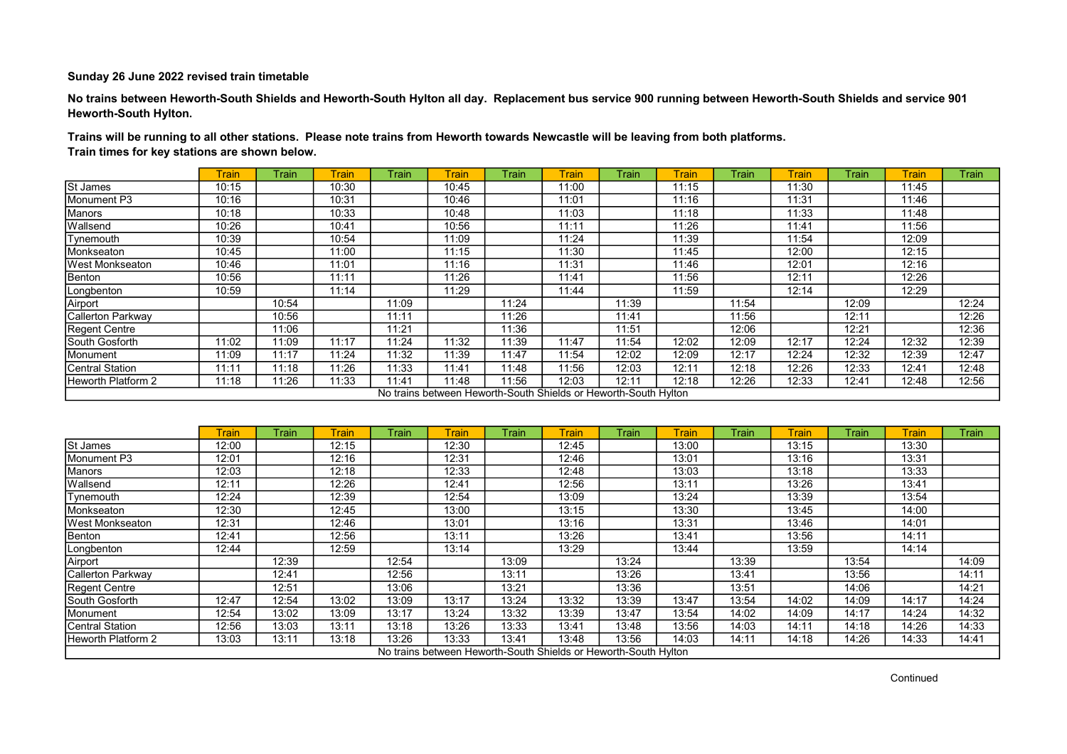**Sunday 26 June 2022 revised train timetable**

**No trains between Heworth-South Shields and Heworth-South Hylton all day. Replacement bus service 900 running between Heworth-South Shields and service 901 Heworth-South Hylton.**

**Trains will be running to all other stations. Please note trains from Heworth towards Newcastle will be leaving from both platforms.**
**Train times for key stations are shown below.**

| | Train | Train | Train | Train | Train | Train | Train | Train | Train | Train | Train | Train | Train | Train |
|---|---|---|---|---|---|---|---|---|---|---|---|---|---|---|
| St James | 10:15 | | 10:30 | | 10:45 | | 11:00 | | 11:15 | | 11:30 | | 11:45 | |
| Monument P3 | 10:16 | | 10:31 | | 10:46 | | 11:01 | | 11:16 | | 11:31 | | 11:46 | |
| Manors | 10:18 | | 10:33 | | 10:48 | | 11:03 | | 11:18 | | 11:33 | | 11:48 | |
| Wallsend | 10:26 | | 10:41 | | 10:56 | | 11:11 | | 11:26 | | 11:41 | | 11:56 | |
| Tynemouth | 10:39 | | 10:54 | | 11:09 | | 11:24 | | 11:39 | | 11:54 | | 12:09 | |
| Monkseaton | 10:45 | | 11:00 | | 11:15 | | 11:30 | | 11:45 | | 12:00 | | 12:15 | |
| West Monkseaton | 10:46 | | 11:01 | | 11:16 | | 11:31 | | 11:46 | | 12:01 | | 12:16 | |
| Benton | 10:56 | | 11:11 | | 11:26 | | 11:41 | | 11:56 | | 12:11 | | 12:26 | |
| Longbenton | 10:59 | | 11:14 | | 11:29 | | 11:44 | | 11:59 | | 12:14 | | 12:29 | |
| Airport | | 10:54 | | 11:09 | | 11:24 | | 11:39 | | 11:54 | | 12:09 | | 12:24 |
| Callerton Parkway | | 10:56 | | 11:11 | | 11:26 | | 11:41 | | 11:56 | | 12:11 | | 12:26 |
| Regent Centre | | 11:06 | | 11:21 | | 11:36 | | 11:51 | | 12:06 | | 12:21 | | 12:36 |
| South Gosforth | 11:02 | 11:09 | 11:17 | 11:24 | 11:32 | 11:39 | 11:47 | 11:54 | 12:02 | 12:09 | 12:17 | 12:24 | 12:32 | 12:39 |
| Monument | 11:09 | 11:17 | 11:24 | 11:32 | 11:39 | 11:47 | 11:54 | 12:02 | 12:09 | 12:17 | 12:24 | 12:32 | 12:39 | 12:47 |
| Central Station | 11:11 | 11:18 | 11:26 | 11:33 | 11:41 | 11:48 | 11:56 | 12:03 | 12:11 | 12:18 | 12:26 | 12:33 | 12:41 | 12:48 |
| Heworth Platform 2 | 11:18 | 11:26 | 11:33 | 11:41 | 11:48 | 11:56 | 12:03 | 12:11 | 12:18 | 12:26 | 12:33 | 12:41 | 12:48 | 12:56 |

No trains between Heworth-South Shields or Heworth-South Hylton

| | Train | Train | Train | Train | Train | Train | Train | Train | Train | Train | Train | Train | Train | Train |
|---|---|---|---|---|---|---|---|---|---|---|---|---|---|---|
| St James | 12:00 | | 12:15 | | 12:30 | | 12:45 | | 13:00 | | 13:15 | | 13:30 | |
| Monument P3 | 12:01 | | 12:16 | | 12:31 | | 12:46 | | 13:01 | | 13:16 | | 13:31 | |
| Manors | 12:03 | | 12:18 | | 12:33 | | 12:48 | | 13:03 | | 13:18 | | 13:33 | |
| Wallsend | 12:11 | | 12:26 | | 12:41 | | 12:56 | | 13:11 | | 13:26 | | 13:41 | |
| Tynemouth | 12:24 | | 12:39 | | 12:54 | | 13:09 | | 13:24 | | 13:39 | | 13:54 | |
| Monkseaton | 12:30 | | 12:45 | | 13:00 | | 13:15 | | 13:30 | | 13:45 | | 14:00 | |
| West Monkseaton | 12:31 | | 12:46 | | 13:01 | | 13:16 | | 13:31 | | 13:46 | | 14:01 | |
| Benton | 12:41 | | 12:56 | | 13:11 | | 13:26 | | 13:41 | | 13:56 | | 14:11 | |
| Longbenton | 12:44 | | 12:59 | | 13:14 | | 13:29 | | 13:44 | | 13:59 | | 14:14 | |
| Airport | | 12:39 | | 12:54 | | 13:09 | | 13:24 | | 13:39 | | 13:54 | | 14:09 |
| Callerton Parkway | | 12:41 | | 12:56 | | 13:11 | | 13:26 | | 13:41 | | 13:56 | | 14:11 |
| Regent Centre | | 12:51 | | 13:06 | | 13:21 | | 13:36 | | 13:51 | | 14:06 | | 14:21 |
| South Gosforth | 12:47 | 12:54 | 13:02 | 13:09 | 13:17 | 13:24 | 13:32 | 13:39 | 13:47 | 13:54 | 14:02 | 14:09 | 14:17 | 14:24 |
| Monument | 12:54 | 13:02 | 13:09 | 13:17 | 13:24 | 13:32 | 13:39 | 13:47 | 13:54 | 14:02 | 14:09 | 14:17 | 14:24 | 14:32 |
| Central Station | 12:56 | 13:03 | 13:11 | 13:18 | 13:26 | 13:33 | 13:41 | 13:48 | 13:56 | 14:03 | 14:11 | 14:18 | 14:26 | 14:33 |
| Heworth Platform 2 | 13:03 | 13:11 | 13:18 | 13:26 | 13:33 | 13:41 | 13:48 | 13:56 | 14:03 | 14:11 | 14:18 | 14:26 | 14:33 | 14:41 |

No trains between Heworth-South Shields or Heworth-South Hylton

Continued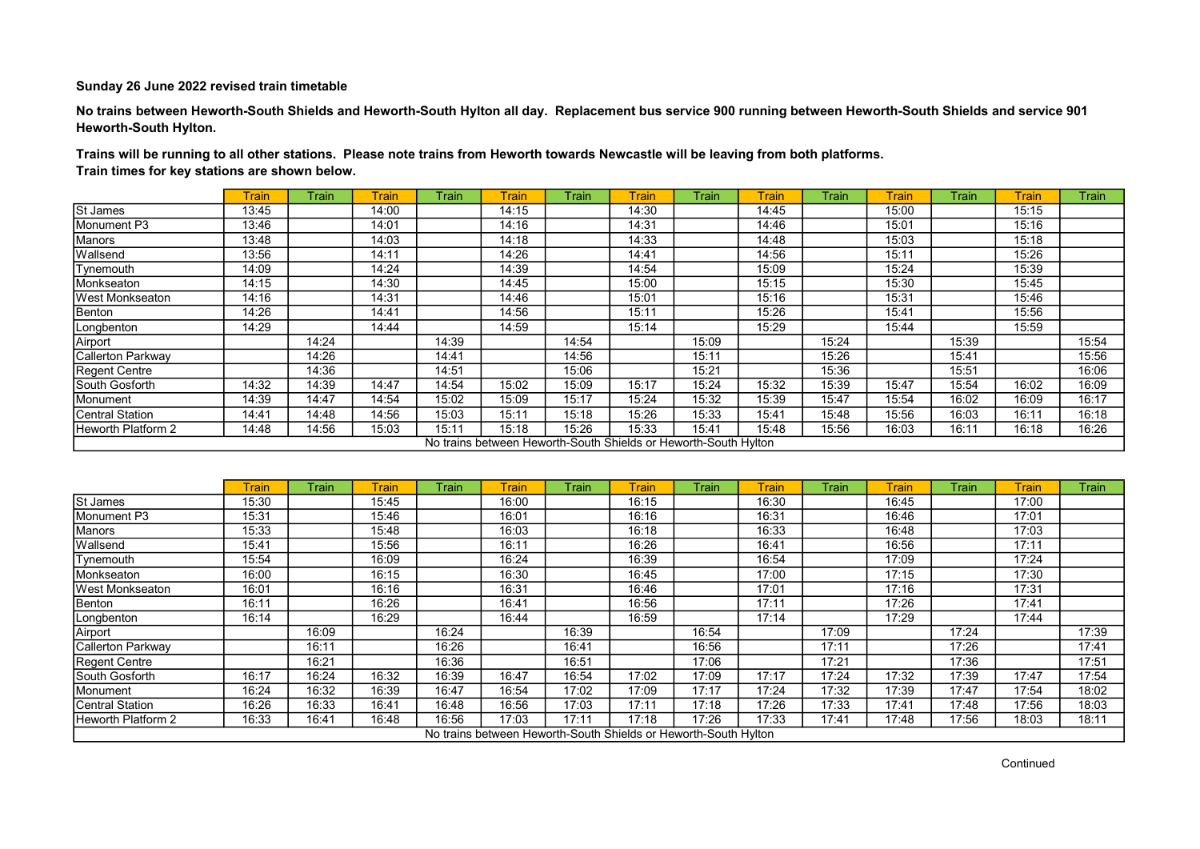**Sunday 26 June 2022 revised train timetable**

**No trains between Heworth-South Shields and Heworth-South Hylton all day. Replacement bus service 900 running between Heworth-South Shields and service 901 Heworth-South Hylton.**

**Trains will be running to all other stations. Please note trains from Heworth towards Newcastle will be leaving from both platforms.**
**Train times for key stations are shown below.**

| | Train | Train | Train | Train | Train | Train | Train | Train | Train | Train | Train | Train | Train | Train |
|---|---|---|---|---|---|---|---|---|---|---|---|---|---|---|
| St James | 13:45 | | 14:00 | | 14:15 | | 14:30 | | 14:45 | | 15:00 | | 15:15 | |
| Monument P3 | 13:46 | | 14:01 | | 14:16 | | 14:31 | | 14:46 | | 15:01 | | 15:16 | |
| Manors | 13:48 | | 14:03 | | 14:18 | | 14:33 | | 14:48 | | 15:03 | | 15:18 | |
| Wallsend | 13:56 | | 14:11 | | 14:26 | | 14:41 | | 14:56 | | 15:11 | | 15:26 | |
| Tynemouth | 14:09 | | 14:24 | | 14:39 | | 14:54 | | 15:09 | | 15:24 | | 15:39 | |
| Monkseaton | 14:15 | | 14:30 | | 14:45 | | 15:00 | | 15:15 | | 15:30 | | 15:45 | |
| West Monkseaton | 14:16 | | 14:31 | | 14:46 | | 15:01 | | 15:16 | | 15:31 | | 15:46 | |
| Benton | 14:26 | | 14:41 | | 14:56 | | 15:11 | | 15:26 | | 15:41 | | 15:56 | |
| Longbenton | 14:29 | | 14:44 | | 14:59 | | 15:14 | | 15:29 | | 15:44 | | 15:59 | |
| Airport | | 14:24 | | 14:39 | | 14:54 | | 15:09 | | 15:24 | | 15:39 | | 15:54 |
| Callerton Parkway | | 14:26 | | 14:41 | | 14:56 | | 15:11 | | 15:26 | | 15:41 | | 15:56 |
| Regent Centre | | 14:36 | | 14:51 | | 15:06 | | 15:21 | | 15:36 | | 15:51 | | 16:06 |
| South Gosforth | 14:32 | 14:39 | 14:47 | 14:54 | 15:02 | 15:09 | 15:17 | 15:24 | 15:32 | 15:39 | 15:47 | 15:54 | 16:02 | 16:09 |
| Monument | 14:39 | 14:47 | 14:54 | 15:02 | 15:09 | 15:17 | 15:24 | 15:32 | 15:39 | 15:47 | 15:54 | 16:02 | 16:09 | 16:17 |
| Central Station | 14:41 | 14:48 | 14:56 | 15:03 | 15:11 | 15:18 | 15:26 | 15:33 | 15:41 | 15:48 | 15:56 | 16:03 | 16:11 | 16:18 |
| Heworth Platform 2 | 14:48 | 14:56 | 15:03 | 15:11 | 15:18 | 15:26 | 15:33 | 15:41 | 15:48 | 15:56 | 16:03 | 16:11 | 16:18 | 16:26 |

No trains between Heworth-South Shields or Heworth-South Hylton

| | Train | Train | Train | Train | Train | Train | Train | Train | Train | Train | Train | Train | Train | Train |
|---|---|---|---|---|---|---|---|---|---|---|---|---|---|---|
| St James | 15:30 | | 15:45 | | 16:00 | | 16:15 | | 16:30 | | 16:45 | | 17:00 | |
| Monument P3 | 15:31 | | 15:46 | | 16:01 | | 16:16 | | 16:31 | | 16:46 | | 17:01 | |
| Manors | 15:33 | | 15:48 | | 16:03 | | 16:18 | | 16:33 | | 16:48 | | 17:03 | |
| Wallsend | 15:41 | | 15:56 | | 16:11 | | 16:26 | | 16:41 | | 16:56 | | 17:11 | |
| Tynemouth | 15:54 | | 16:09 | | 16:24 | | 16:39 | | 16:54 | | 17:09 | | 17:24 | |
| Monkseaton | 16:00 | | 16:15 | | 16:30 | | 16:45 | | 17:00 | | 17:15 | | 17:30 | |
| West Monkseaton | 16:01 | | 16:16 | | 16:31 | | 16:46 | | 17:01 | | 17:16 | | 17:31 | |
| Benton | 16:11 | | 16:26 | | 16:41 | | 16:56 | | 17:11 | | 17:26 | | 17:41 | |
| Longbenton | 16:14 | | 16:29 | | 16:44 | | 16:59 | | 17:14 | | 17:29 | | 17:44 | |
| Airport | | 16:09 | | 16:24 | | 16:39 | | 16:54 | | 17:09 | | 17:24 | | 17:39 |
| Callerton Parkway | | 16:11 | | 16:26 | | 16:41 | | 16:56 | | 17:11 | | 17:26 | | 17:41 |
| Regent Centre | | 16:21 | | 16:36 | | 16:51 | | 17:06 | | 17:21 | | 17:36 | | 17:51 |
| South Gosforth | 16:17 | 16:24 | 16:32 | 16:39 | 16:47 | 16:54 | 17:02 | 17:09 | 17:17 | 17:24 | 17:32 | 17:39 | 17:47 | 17:54 |
| Monument | 16:24 | 16:32 | 16:39 | 16:47 | 16:54 | 17:02 | 17:09 | 17:17 | 17:24 | 17:32 | 17:39 | 17:47 | 17:54 | 18:02 |
| Central Station | 16:26 | 16:33 | 16:41 | 16:48 | 16:56 | 17:03 | 17:11 | 17:18 | 17:26 | 17:33 | 17:41 | 17:48 | 17:56 | 18:03 |
| Heworth Platform 2 | 16:33 | 16:41 | 16:48 | 16:56 | 17:03 | 17:11 | 17:18 | 17:26 | 17:33 | 17:41 | 17:48 | 17:56 | 18:03 | 18:11 |

No trains between Heworth-South Shields or Heworth-South Hylton

Continued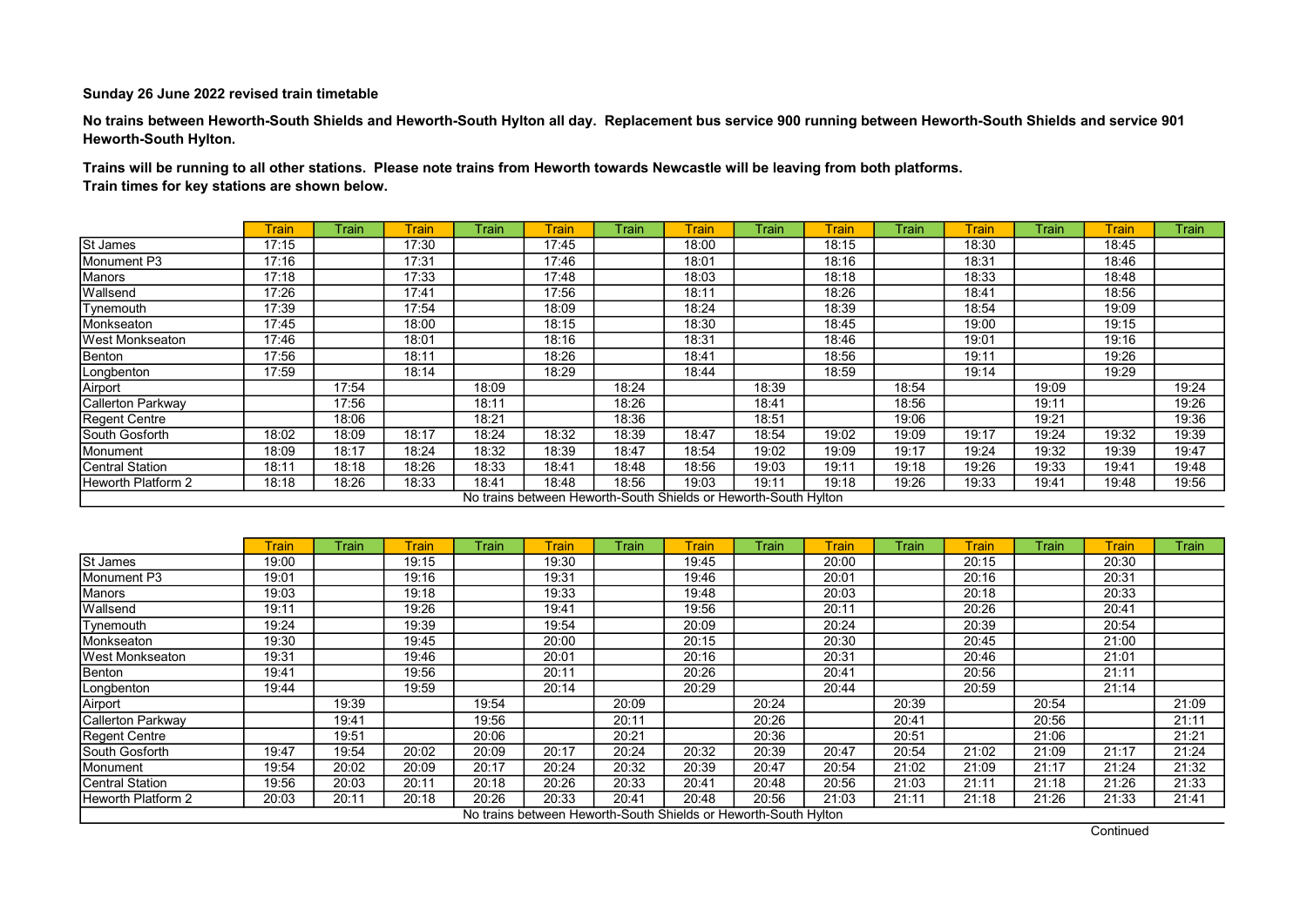**Sunday 26 June 2022 revised train timetable**

**No trains between Heworth-South Shields and Heworth-South Hylton all day. Replacement bus service 900 running between Heworth-South Shields and service 901 Heworth-South Hylton.**

**Trains will be running to all other stations. Please note trains from Heworth towards Newcastle will be leaving from both platforms.**
**Train times for key stations are shown below.**

| | Train | Train | Train | Train | Train | Train | Train | Train | Train | Train | Train | Train | Train | Train |
|---|---|---|---|---|---|---|---|---|---|---|---|---|---|---|
| St James | 17:15 | | 17:30 | | 17:45 | | 18:00 | | 18:15 | | 18:30 | | 18:45 | |
| Monument P3 | 17:16 | | 17:31 | | 17:46 | | 18:01 | | 18:16 | | 18:31 | | 18:46 | |
| Manors | 17:18 | | 17:33 | | 17:48 | | 18:03 | | 18:18 | | 18:33 | | 18:48 | |
| Wallsend | 17:26 | | 17:41 | | 17:56 | | 18:11 | | 18:26 | | 18:41 | | 18:56 | |
| Tynemouth | 17:39 | | 17:54 | | 18:09 | | 18:24 | | 18:39 | | 18:54 | | 19:09 | |
| Monkseaton | 17:45 | | 18:00 | | 18:15 | | 18:30 | | 18:45 | | 19:00 | | 19:15 | |
| West Monkseaton | 17:46 | | 18:01 | | 18:16 | | 18:31 | | 18:46 | | 19:01 | | 19:16 | |
| Benton | 17:56 | | 18:11 | | 18:26 | | 18:41 | | 18:56 | | 19:11 | | 19:26 | |
| Longbenton | 17:59 | | 18:14 | | 18:29 | | 18:44 | | 18:59 | | 19:14 | | 19:29 | |
| Airport | | 17:54 | | 18:09 | | 18:24 | | 18:39 | | 18:54 | | 19:09 | | 19:24 |
| Callerton Parkway | | 17:56 | | 18:11 | | 18:26 | | 18:41 | | 18:56 | | 19:11 | | 19:26 |
| Regent Centre | | 18:06 | | 18:21 | | 18:36 | | 18:51 | | 19:06 | | 19:21 | | 19:36 |
| South Gosforth | 18:02 | 18:09 | 18:17 | 18:24 | 18:32 | 18:39 | 18:47 | 18:54 | 19:02 | 19:09 | 19:17 | 19:24 | 19:32 | 19:39 |
| Monument | 18:09 | 18:17 | 18:24 | 18:32 | 18:39 | 18:47 | 18:54 | 19:02 | 19:09 | 19:17 | 19:24 | 19:32 | 19:39 | 19:47 |
| Central Station | 18:11 | 18:18 | 18:26 | 18:33 | 18:41 | 18:48 | 18:56 | 19:03 | 19:11 | 19:18 | 19:26 | 19:33 | 19:41 | 19:48 |
| Heworth Platform 2 | 18:18 | 18:26 | 18:33 | 18:41 | 18:48 | 18:56 | 19:03 | 19:11 | 19:18 | 19:26 | 19:33 | 19:41 | 19:48 | 19:56 |
| No trains between Heworth-South Shields or Heworth-South Hylton | | | | | | | | | | | | | | |

| | Train | Train | Train | Train | Train | Train | Train | Train | Train | Train | Train | Train | Train | Train |
|---|---|---|---|---|---|---|---|---|---|---|---|---|---|---|
| St James | 19:00 | | 19:15 | | 19:30 | | 19:45 | | 20:00 | | 20:15 | | 20:30 | |
| Monument P3 | 19:01 | | 19:16 | | 19:31 | | 19:46 | | 20:01 | | 20:16 | | 20:31 | |
| Manors | 19:03 | | 19:18 | | 19:33 | | 19:48 | | 20:03 | | 20:18 | | 20:33 | |
| Wallsend | 19:11 | | 19:26 | | 19:41 | | 19:56 | | 20:11 | | 20:26 | | 20:41 | |
| Tynemouth | 19:24 | | 19:39 | | 19:54 | | 20:09 | | 20:24 | | 20:39 | | 20:54 | |
| Monkseaton | 19:30 | | 19:45 | | 20:00 | | 20:15 | | 20:30 | | 20:45 | | 21:00 | |
| West Monkseaton | 19:31 | | 19:46 | | 20:01 | | 20:16 | | 20:31 | | 20:46 | | 21:01 | |
| Benton | 19:41 | | 19:56 | | 20:11 | | 20:26 | | 20:41 | | 20:56 | | 21:11 | |
| Longbenton | 19:44 | | 19:59 | | 20:14 | | 20:29 | | 20:44 | | 20:59 | | 21:14 | |
| Airport | | 19:39 | | 19:54 | | 20:09 | | 20:24 | | 20:39 | | 20:54 | | 21:09 |
| Callerton Parkway | | 19:41 | | 19:56 | | 20:11 | | 20:26 | | 20:41 | | 20:56 | | 21:11 |
| Regent Centre | | 19:51 | | 20:06 | | 20:21 | | 20:36 | | 20:51 | | 21:06 | | 21:21 |
| South Gosforth | 19:47 | 19:54 | 20:02 | 20:09 | 20:17 | 20:24 | 20:32 | 20:39 | 20:47 | 20:54 | 21:02 | 21:09 | 21:17 | 21:24 |
| Monument | 19:54 | 20:02 | 20:09 | 20:17 | 20:24 | 20:32 | 20:39 | 20:47 | 20:54 | 21:02 | 21:09 | 21:17 | 21:24 | 21:32 |
| Central Station | 19:56 | 20:03 | 20:11 | 20:18 | 20:26 | 20:33 | 20:41 | 20:48 | 20:56 | 21:03 | 21:11 | 21:18 | 21:26 | 21:33 |
| Heworth Platform 2 | 20:03 | 20:11 | 20:18 | 20:26 | 20:33 | 20:41 | 20:48 | 20:56 | 21:03 | 21:11 | 21:18 | 21:26 | 21:33 | 21:41 |
| No trains between Heworth-South Shields or Heworth-South Hylton | | | | | | | | | | | | | | |

Continued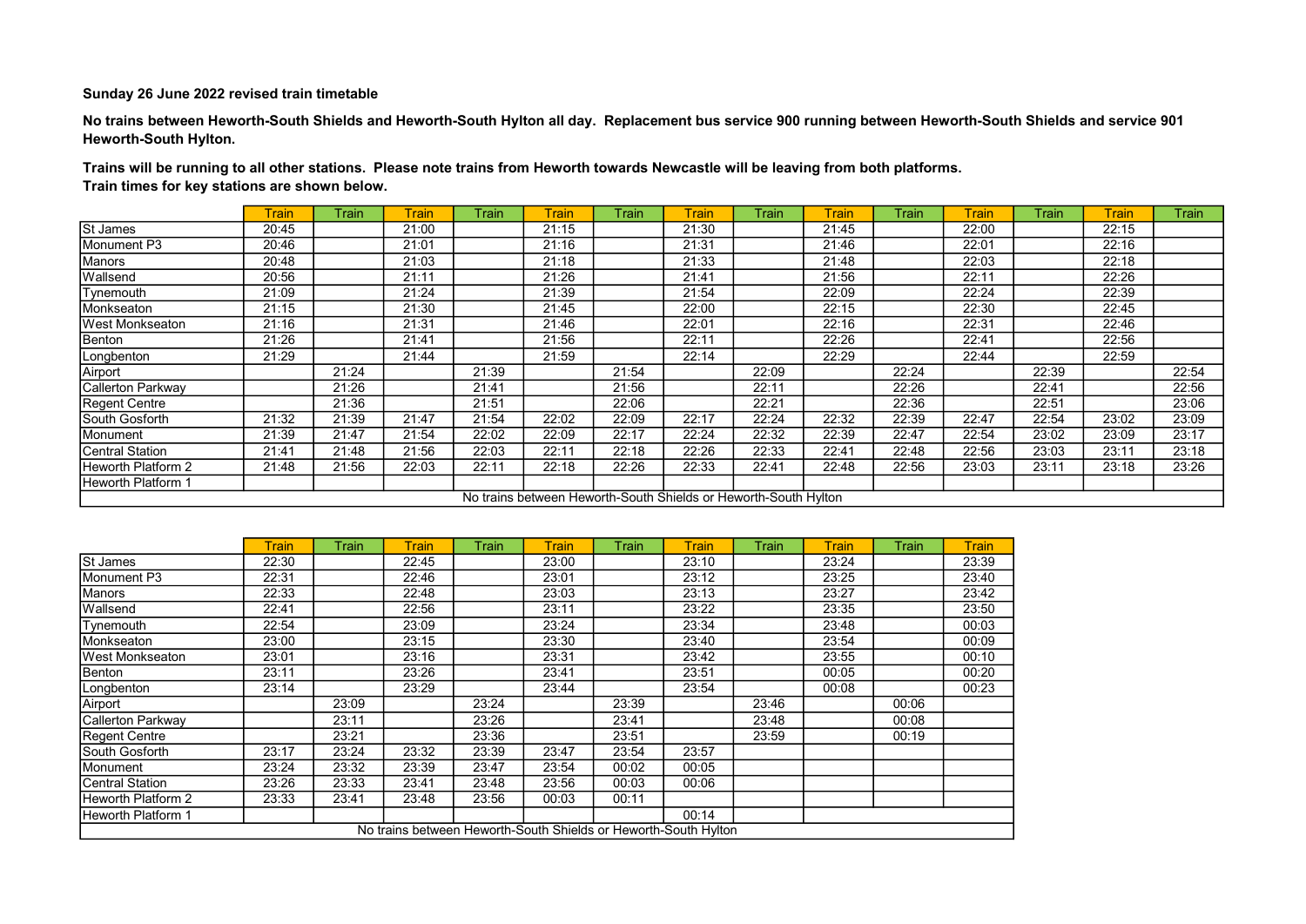**Sunday 26 June 2022 revised train timetable**

**No trains between Heworth-South Shields and Heworth-South Hylton all day. Replacement bus service 900 running between Heworth-South Shields and service 901 Heworth-South Hylton.**

**Trains will be running to all other stations. Please note trains from Heworth towards Newcastle will be leaving from both platforms.**
**Train times for key stations are shown below.**

| | Train | Train | Train | Train | Train | Train | Train | Train | Train | Train | Train | Train | Train | Train |
|---|---|---|---|---|---|---|---|---|---|---|---|---|---|---|
| St James | 20:45 | | 21:00 | | 21:15 | | 21:30 | | 21:45 | | 22:00 | | 22:15 | |
| Monument P3 | 20:46 | | 21:01 | | 21:16 | | 21:31 | | 21:46 | | 22:01 | | 22:16 | |
| Manors | 20:48 | | 21:03 | | 21:18 | | 21:33 | | 21:48 | | 22:03 | | 22:18 | |
| Wallsend | 20:56 | | 21:11 | | 21:26 | | 21:41 | | 21:56 | | 22:11 | | 22:26 | |
| Tynemouth | 21:09 | | 21:24 | | 21:39 | | 21:54 | | 22:09 | | 22:24 | | 22:39 | |
| Monkseaton | 21:15 | | 21:30 | | 21:45 | | 22:00 | | 22:15 | | 22:30 | | 22:45 | |
| West Monkseaton | 21:16 | | 21:31 | | 21:46 | | 22:01 | | 22:16 | | 22:31 | | 22:46 | |
| Benton | 21:26 | | 21:41 | | 21:56 | | 22:11 | | 22:26 | | 22:41 | | 22:56 | |
| Longbenton | 21:29 | | 21:44 | | 21:59 | | 22:14 | | 22:29 | | 22:44 | | 22:59 | |
| Airport | | 21:24 | | 21:39 | | 21:54 | | 22:09 | | 22:24 | | 22:39 | | 22:54 |
| Callerton Parkway | | 21:26 | | 21:41 | | 21:56 | | 22:11 | | 22:26 | | 22:41 | | 22:56 |
| Regent Centre | | 21:36 | | 21:51 | | 22:06 | | 22:21 | | 22:36 | | 22:51 | | 23:06 |
| South Gosforth | 21:32 | 21:39 | 21:47 | 21:54 | 22:02 | 22:09 | 22:17 | 22:24 | 22:32 | 22:39 | 22:47 | 22:54 | 23:02 | 23:09 |
| Monument | 21:39 | 21:47 | 21:54 | 22:02 | 22:09 | 22:17 | 22:24 | 22:32 | 22:39 | 22:47 | 22:54 | 23:02 | 23:09 | 23:17 |
| Central Station | 21:41 | 21:48 | 21:56 | 22:03 | 22:11 | 22:18 | 22:26 | 22:33 | 22:41 | 22:48 | 22:56 | 23:03 | 23:11 | 23:18 |
| Heworth Platform 2 | 21:48 | 21:56 | 22:03 | 22:11 | 22:18 | 22:26 | 22:33 | 22:41 | 22:48 | 22:56 | 23:03 | 23:11 | 23:18 | 23:26 |
| Heworth Platform 1 | | | | | | | | | | | | | | |

No trains between Heworth-South Shields or Heworth-South Hylton

| | Train | Train | Train | Train | Train | Train | Train | Train | Train | Train | Train |
|---|---|---|---|---|---|---|---|---|---|---|---|
| St James | 22:30 | | 22:45 | | 23:00 | | 23:10 | | 23:24 | | 23:39 |
| Monument P3 | 22:31 | | 22:46 | | 23:01 | | 23:12 | | 23:25 | | 23:40 |
| Manors | 22:33 | | 22:48 | | 23:03 | | 23:13 | | 23:27 | | 23:42 |
| Wallsend | 22:41 | | 22:56 | | 23:11 | | 23:22 | | 23:35 | | 23:50 |
| Tynemouth | 22:54 | | 23:09 | | 23:24 | | 23:34 | | 23:48 | | 00:03 |
| Monkseaton | 23:00 | | 23:15 | | 23:30 | | 23:40 | | 23:54 | | 00:09 |
| West Monkseaton | 23:01 | | 23:16 | | 23:31 | | 23:42 | | 23:55 | | 00:10 |
| Benton | 23:11 | | 23:26 | | 23:41 | | 23:51 | | 00:05 | | 00:20 |
| Longbenton | 23:14 | | 23:29 | | 23:44 | | 23:54 | | 00:08 | | 00:23 |
| Airport | | 23:09 | | 23:24 | | 23:39 | | 23:46 | | 00:06 | |
| Callerton Parkway | | 23:11 | | 23:26 | | 23:41 | | 23:48 | | 00:08 | |
| Regent Centre | | 23:21 | | 23:36 | | 23:51 | | 23:59 | | 00:19 | |
| South Gosforth | 23:17 | 23:24 | 23:32 | 23:39 | 23:47 | 23:54 | 23:57 | | | | |
| Monument | 23:24 | 23:32 | 23:39 | 23:47 | 23:54 | 00:02 | 00:05 | | | | |
| Central Station | 23:26 | 23:33 | 23:41 | 23:48 | 23:56 | 00:03 | 00:06 | | | | |
| Heworth Platform 2 | 23:33 | 23:41 | 23:48 | 23:56 | 00:03 | 00:11 | | | | | |
| Heworth Platform 1 | | | | | | | 00:14 | | | | |

No trains between Heworth-South Shields or Heworth-South Hylton